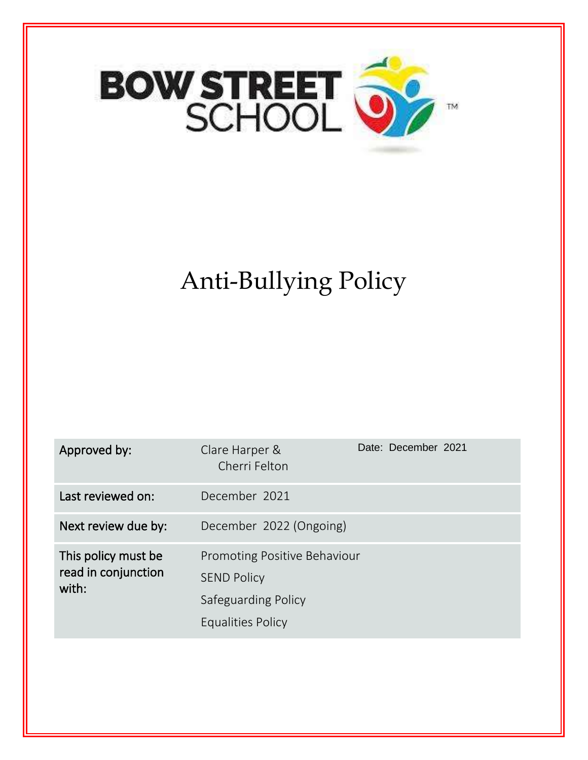BOW STREET SCHOOL

# Anti-Bullying Policy

| | | |
|---|---|---|
| Approved by: | Clare Harper & Cherri Felton | Date: December 2021 |
| Last reviewed on: | December 2021 | |
| Next review due by: | December 2022 (Ongoing) | |
| This policy must be read in conjunction with: | Promoting Positive Behaviour<br>SEND Policy<br>Safeguarding Policy<br>Equalities Policy | |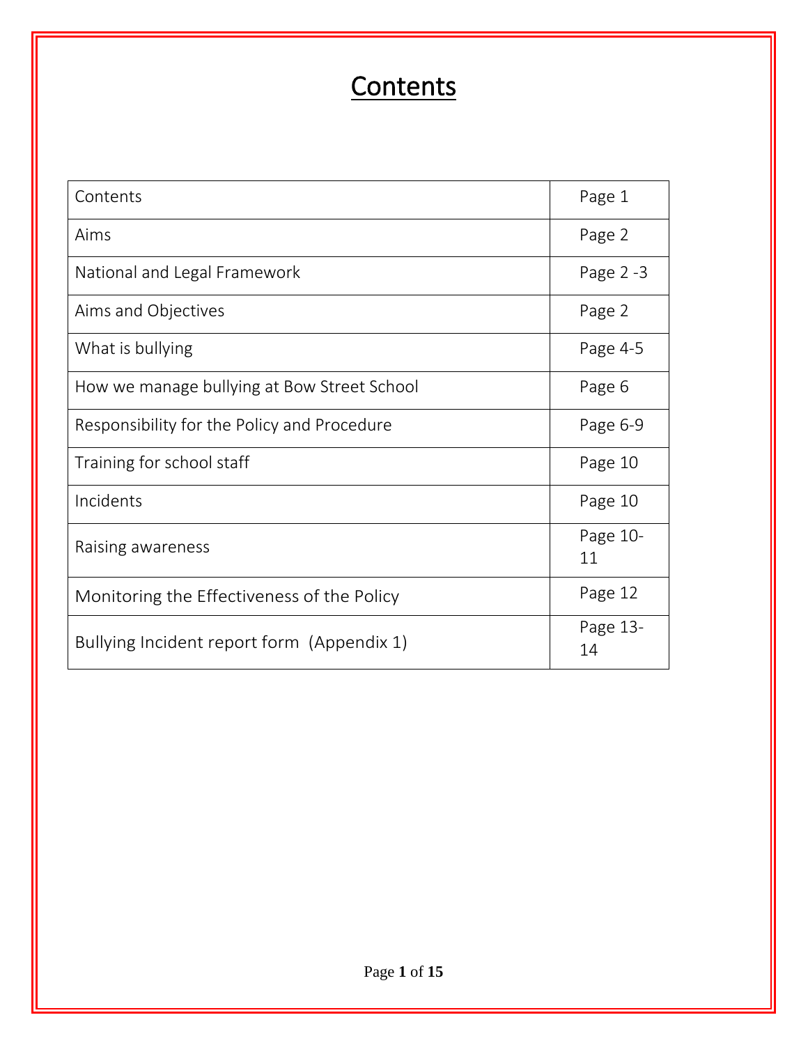# Contents

| Contents | Page 1 |
|---|---|
| Aims | Page 2 |
| National and Legal Framework | Page 2 -3 |
| Aims and Objectives | Page 2 |
| What is bullying | Page 4-5 |
| How we manage bullying at Bow Street School | Page 6 |
| Responsibility for the Policy and Procedure | Page 6-9 |
| Training for school staff | Page 10 |
| Incidents | Page 10 |
| Raising awareness | Page 10-11 |
| Monitoring the Effectiveness of the Policy | Page 12 |
| Bullying Incident report form (Appendix 1) | Page 13-14 |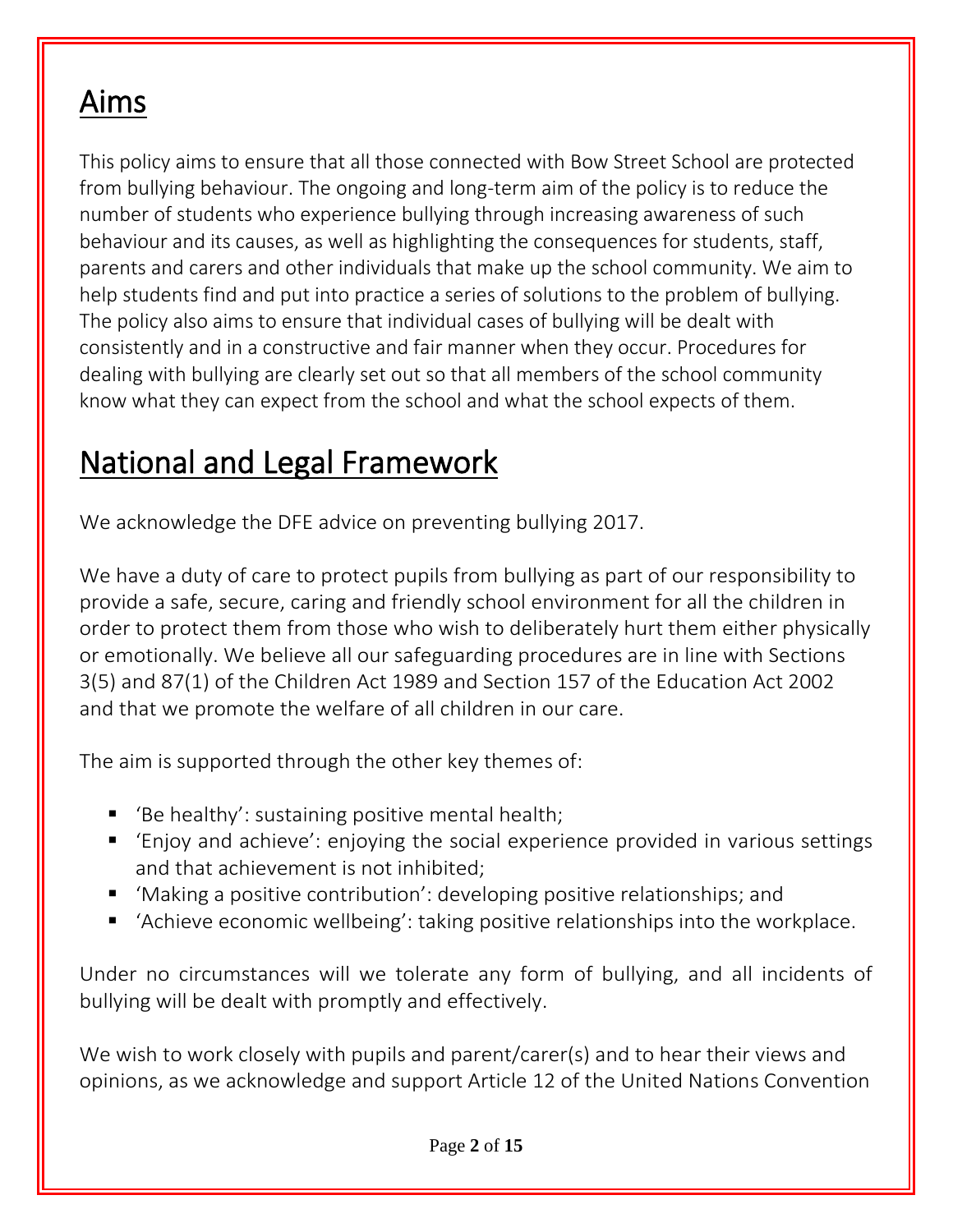# Aims

This policy aims to ensure that all those connected with Bow Street School are protected from bullying behaviour. The ongoing and long-term aim of the policy is to reduce the number of students who experience bullying through increasing awareness of such behaviour and its causes, as well as highlighting the consequences for students, staff, parents and carers and other individuals that make up the school community. We aim to help students find and put into practice a series of solutions to the problem of bullying. The policy also aims to ensure that individual cases of bullying will be dealt with consistently and in a constructive and fair manner when they occur. Procedures for dealing with bullying are clearly set out so that all members of the school community know what they can expect from the school and what the school expects of them.

# National and Legal Framework

We acknowledge the DFE advice on preventing bullying 2017.

We have a duty of care to protect pupils from bullying as part of our responsibility to provide a safe, secure, caring and friendly school environment for all the children in order to protect them from those who wish to deliberately hurt them either physically or emotionally. We believe all our safeguarding procedures are in line with Sections 3(5) and 87(1) of the Children Act 1989 and Section 157 of the Education Act 2002 and that we promote the welfare of all children in our care.

The aim is supported through the other key themes of:

- 'Be healthy': sustaining positive mental health;
- 'Enjoy and achieve': enjoying the social experience provided in various settings and that achievement is not inhibited;
- 'Making a positive contribution': developing positive relationships; and
- 'Achieve economic wellbeing': taking positive relationships into the workplace.

Under no circumstances will we tolerate any form of bullying, and all incidents of bullying will be dealt with promptly and effectively.

We wish to work closely with pupils and parent/carer(s) and to hear their views and opinions, as we acknowledge and support Article 12 of the United Nations Convention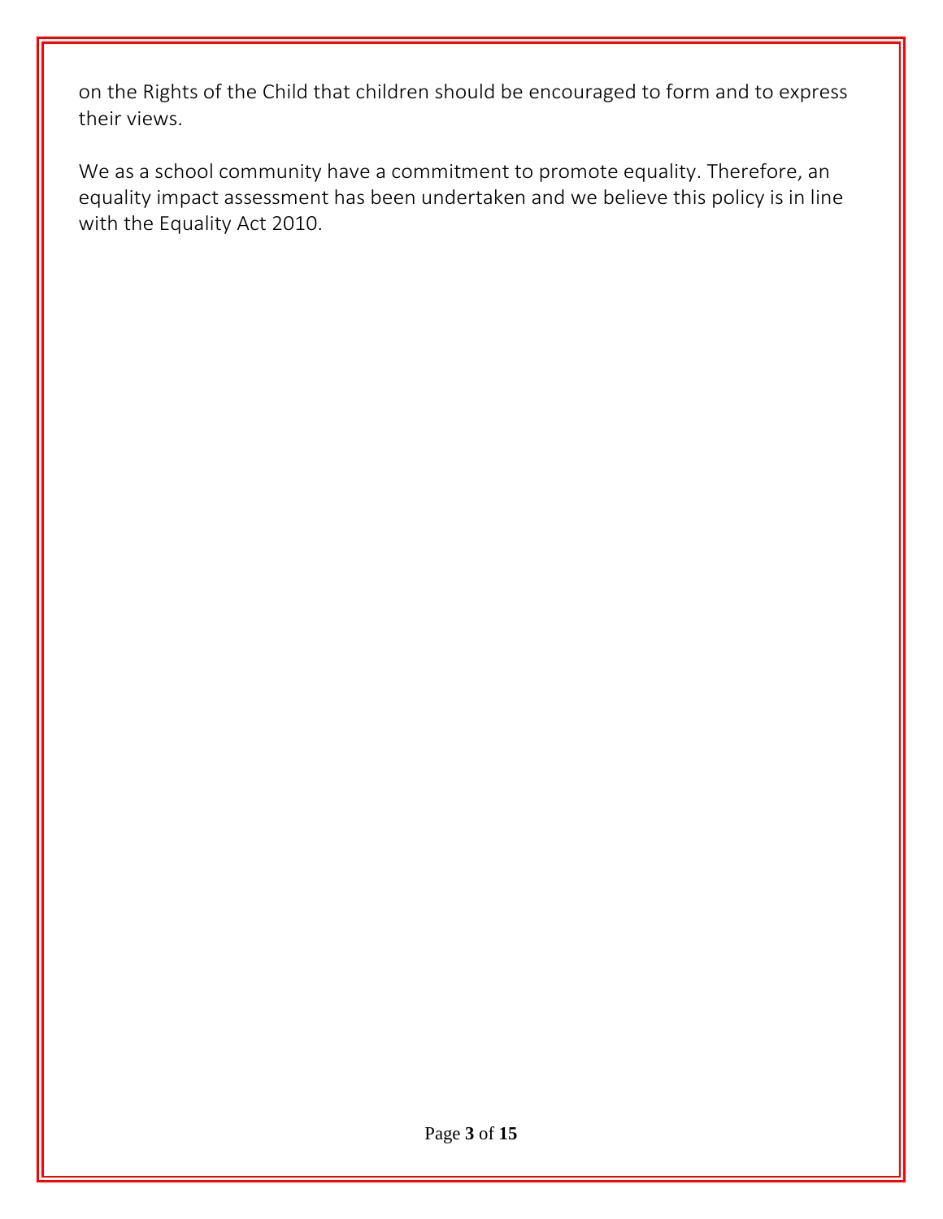on the Rights of the Child that children should be encouraged to form and to express their views.

We as a school community have a commitment to promote equality. Therefore, an equality impact assessment has been undertaken and we believe this policy is in line with the Equality Act 2010.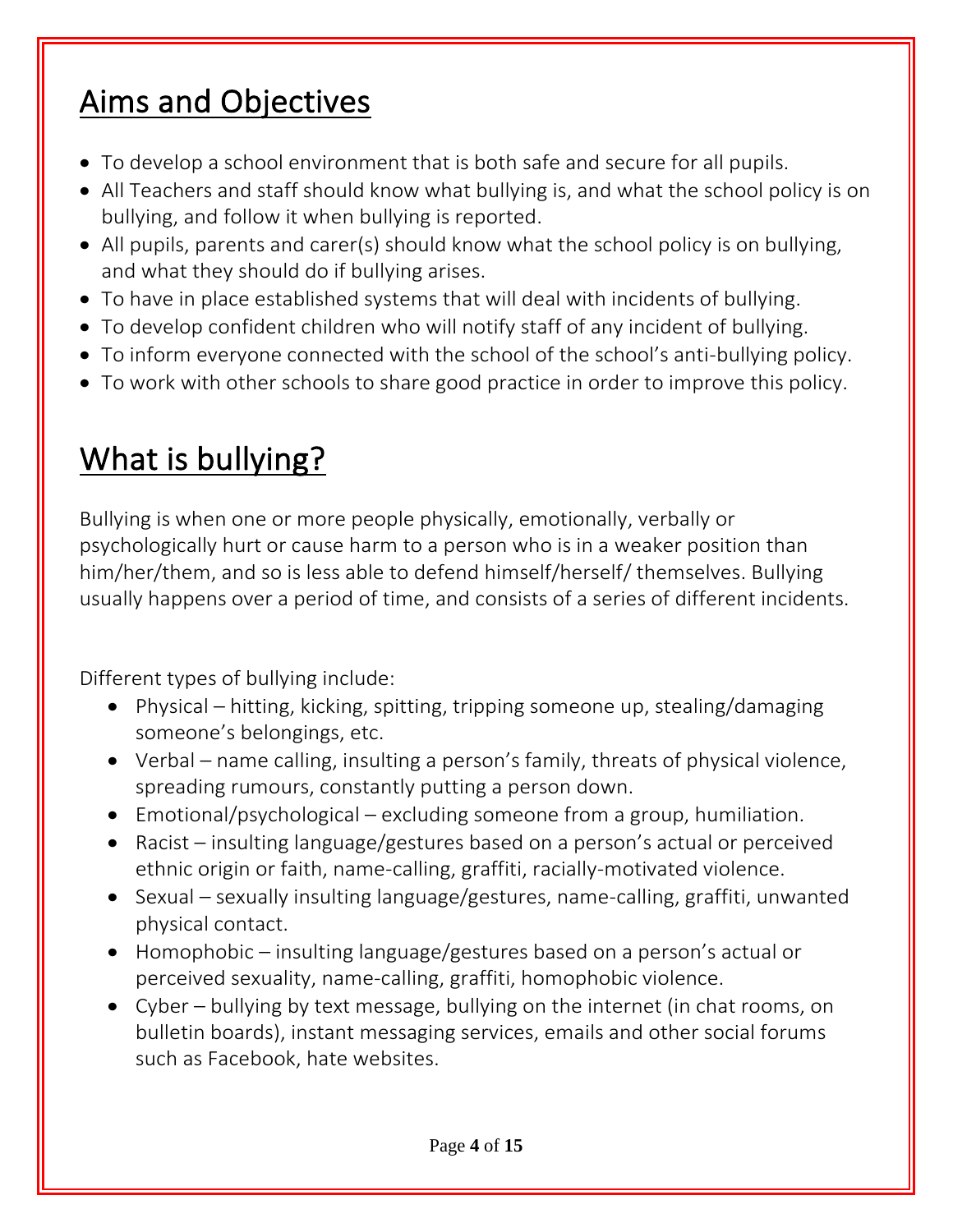## Aims and Objectives

- To develop a school environment that is both safe and secure for all pupils.
- All Teachers and staff should know what bullying is, and what the school policy is on bullying, and follow it when bullying is reported.
- All pupils, parents and carer(s) should know what the school policy is on bullying, and what they should do if bullying arises.
- To have in place established systems that will deal with incidents of bullying.
- To develop confident children who will notify staff of any incident of bullying.
- To inform everyone connected with the school of the school's anti-bullying policy.
- To work with other schools to share good practice in order to improve this policy.

## What is bullying?

Bullying is when one or more people physically, emotionally, verbally or psychologically hurt or cause harm to a person who is in a weaker position than him/her/them, and so is less able to defend himself/herself/ themselves. Bullying usually happens over a period of time, and consists of a series of different incidents.

Different types of bullying include:

- Physical – hitting, kicking, spitting, tripping someone up, stealing/damaging someone's belongings, etc.
- Verbal – name calling, insulting a person's family, threats of physical violence, spreading rumours, constantly putting a person down.
- Emotional/psychological – excluding someone from a group, humiliation.
- Racist – insulting language/gestures based on a person's actual or perceived ethnic origin or faith, name-calling, graffiti, racially-motivated violence.
- Sexual – sexually insulting language/gestures, name-calling, graffiti, unwanted physical contact.
- Homophobic – insulting language/gestures based on a person's actual or perceived sexuality, name-calling, graffiti, homophobic violence.
- Cyber – bullying by text message, bullying on the internet (in chat rooms, on bulletin boards), instant messaging services, emails and other social forums such as Facebook, hate websites.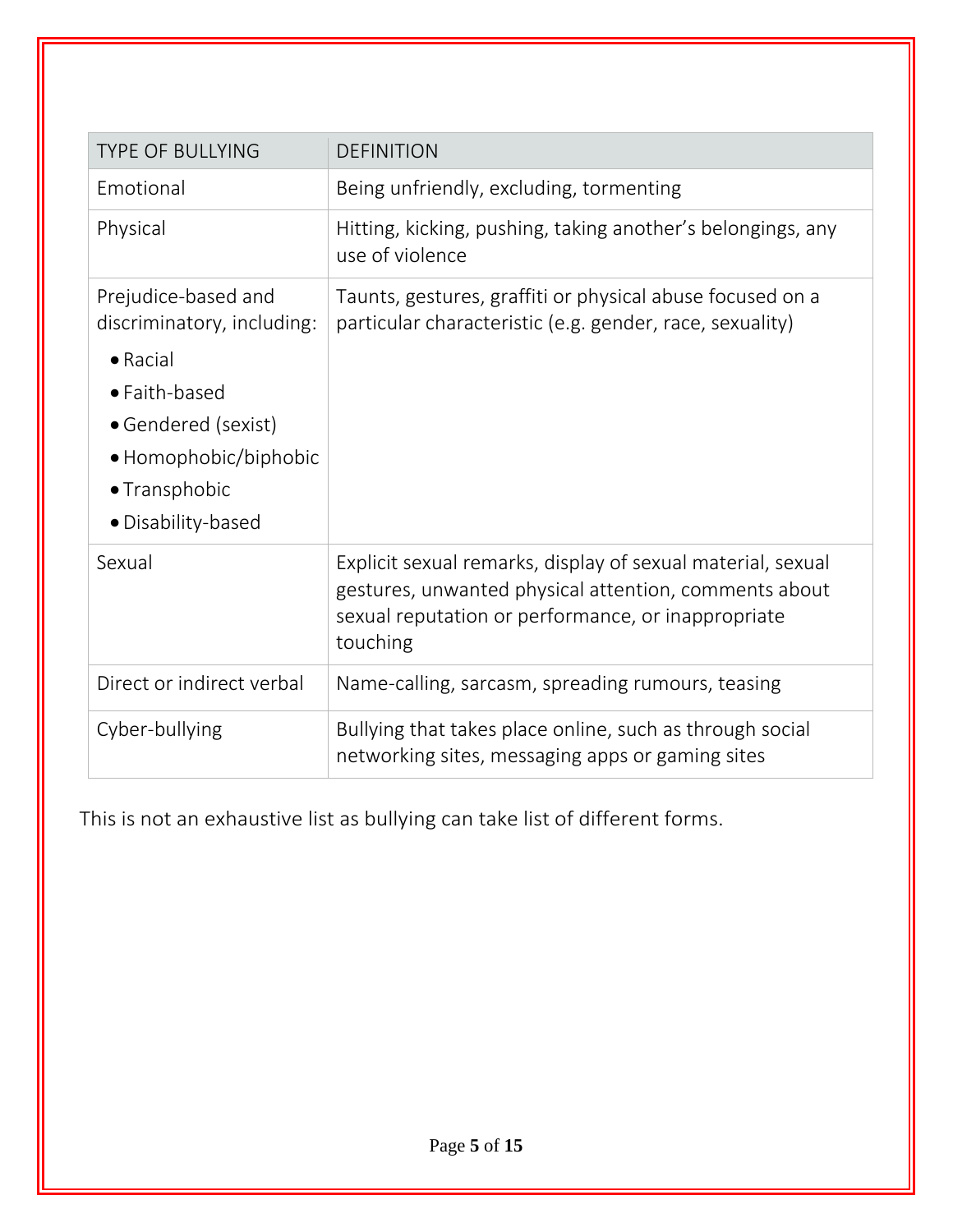| TYPE OF BULLYING | DEFINITION |
| --- | --- |
| Emotional | Being unfriendly, excluding, tormenting |
| Physical | Hitting, kicking, pushing, taking another's belongings, any use of violence |
| Prejudice-based and discriminatory, including:<br>• Racial<br>• Faith-based<br>• Gendered (sexist)<br>• Homophobic/biphobic<br>• Transphobic<br>• Disability-based | Taunts, gestures, graffiti or physical abuse focused on a particular characteristic (e.g. gender, race, sexuality) |
| Sexual | Explicit sexual remarks, display of sexual material, sexual gestures, unwanted physical attention, comments about sexual reputation or performance, or inappropriate touching |
| Direct or indirect verbal | Name-calling, sarcasm, spreading rumours, teasing |
| Cyber-bullying | Bullying that takes place online, such as through social networking sites, messaging apps or gaming sites |

This is not an exhaustive list as bullying can take list of different forms.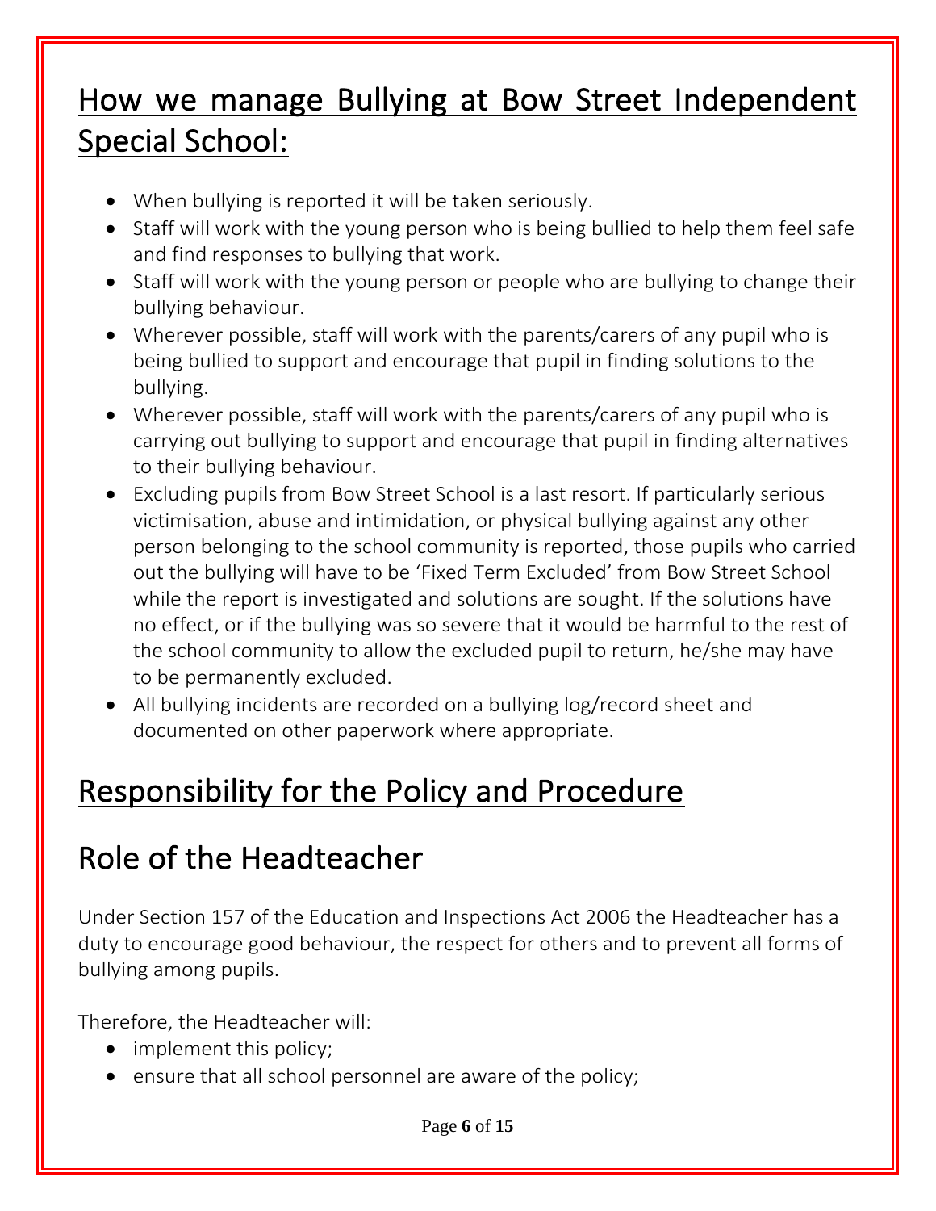## How we manage Bullying at Bow Street Independent Special School:

- When bullying is reported it will be taken seriously.
- Staff will work with the young person who is being bullied to help them feel safe and find responses to bullying that work.
- Staff will work with the young person or people who are bullying to change their bullying behaviour.
- Wherever possible, staff will work with the parents/carers of any pupil who is being bullied to support and encourage that pupil in finding solutions to the bullying.
- Wherever possible, staff will work with the parents/carers of any pupil who is carrying out bullying to support and encourage that pupil in finding alternatives to their bullying behaviour.
- Excluding pupils from Bow Street School is a last resort. If particularly serious victimisation, abuse and intimidation, or physical bullying against any other person belonging to the school community is reported, those pupils who carried out the bullying will have to be 'Fixed Term Excluded' from Bow Street School while the report is investigated and solutions are sought. If the solutions have no effect, or if the bullying was so severe that it would be harmful to the rest of the school community to allow the excluded pupil to return, he/she may have to be permanently excluded.
- All bullying incidents are recorded on a bullying log/record sheet and documented on other paperwork where appropriate.

## Responsibility for the Policy and Procedure

## Role of the Headteacher

Under Section 157 of the Education and Inspections Act 2006 the Headteacher has a duty to encourage good behaviour, the respect for others and to prevent all forms of bullying among pupils.

Therefore, the Headteacher will:

- implement this policy;
- ensure that all school personnel are aware of the policy;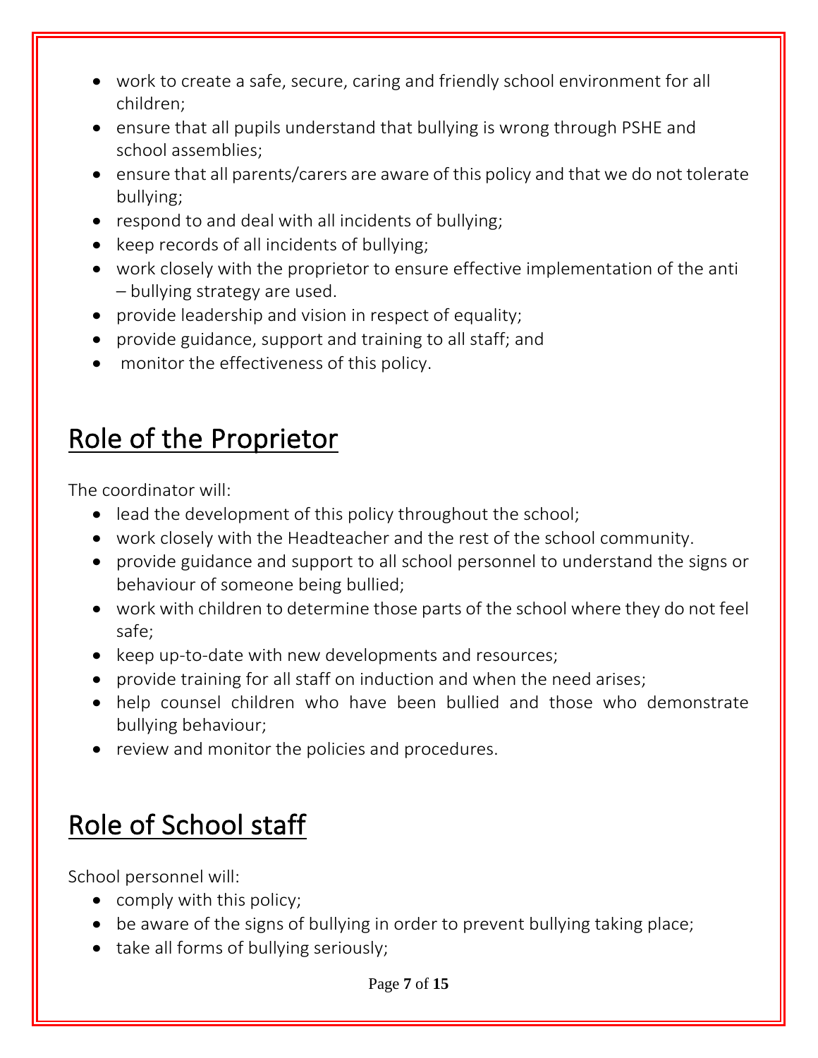- work to create a safe, secure, caring and friendly school environment for all children;
- ensure that all pupils understand that bullying is wrong through PSHE and school assemblies;
- ensure that all parents/carers are aware of this policy and that we do not tolerate bullying;
- respond to and deal with all incidents of bullying;
- keep records of all incidents of bullying;
- work closely with the proprietor to ensure effective implementation of the anti – bullying strategy are used.
- provide leadership and vision in respect of equality;
- provide guidance, support and training to all staff; and
- monitor the effectiveness of this policy.

## Role of the Proprietor

The coordinator will:

- lead the development of this policy throughout the school;
- work closely with the Headteacher and the rest of the school community.
- provide guidance and support to all school personnel to understand the signs or behaviour of someone being bullied;
- work with children to determine those parts of the school where they do not feel safe;
- keep up-to-date with new developments and resources;
- provide training for all staff on induction and when the need arises;
- help counsel children who have been bullied and those who demonstrate bullying behaviour;
- review and monitor the policies and procedures.

## Role of School staff

School personnel will:

- comply with this policy;
- be aware of the signs of bullying in order to prevent bullying taking place;
- take all forms of bullying seriously;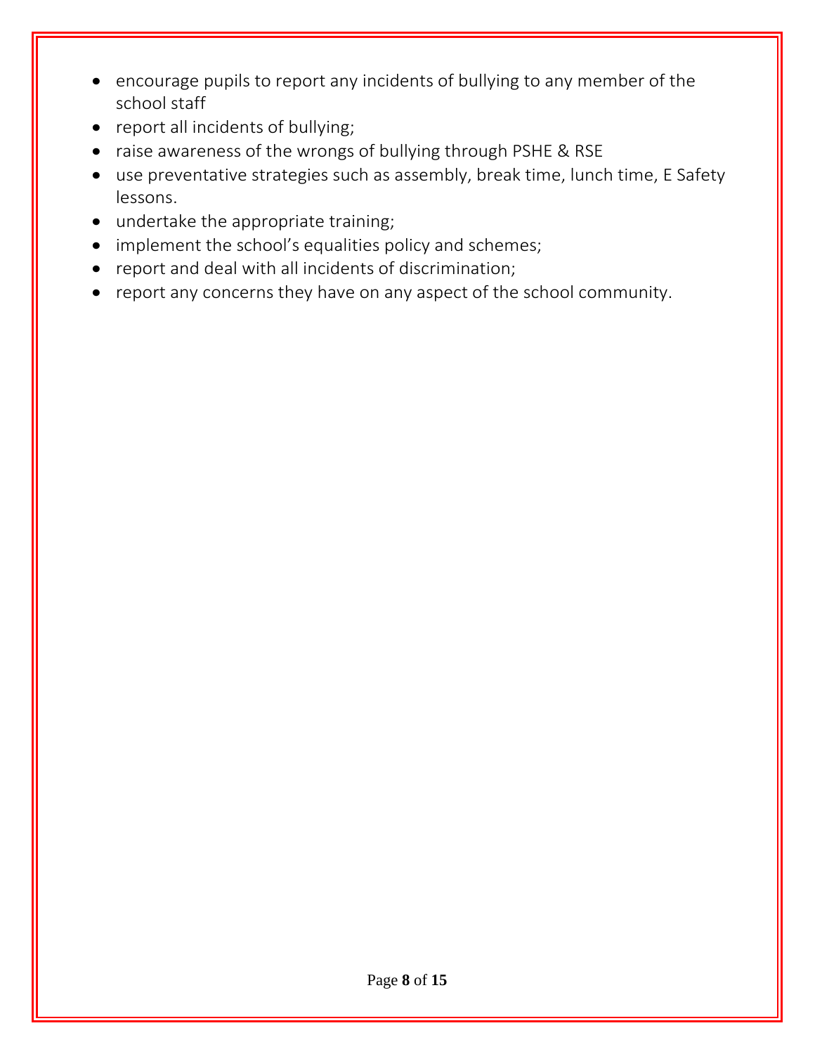- encourage pupils to report any incidents of bullying to any member of the school staff
- report all incidents of bullying;
- raise awareness of the wrongs of bullying through PSHE & RSE
- use preventative strategies such as assembly, break time, lunch time, E Safety lessons.
- undertake the appropriate training;
- implement the school's equalities policy and schemes;
- report and deal with all incidents of discrimination;
- report any concerns they have on any aspect of the school community.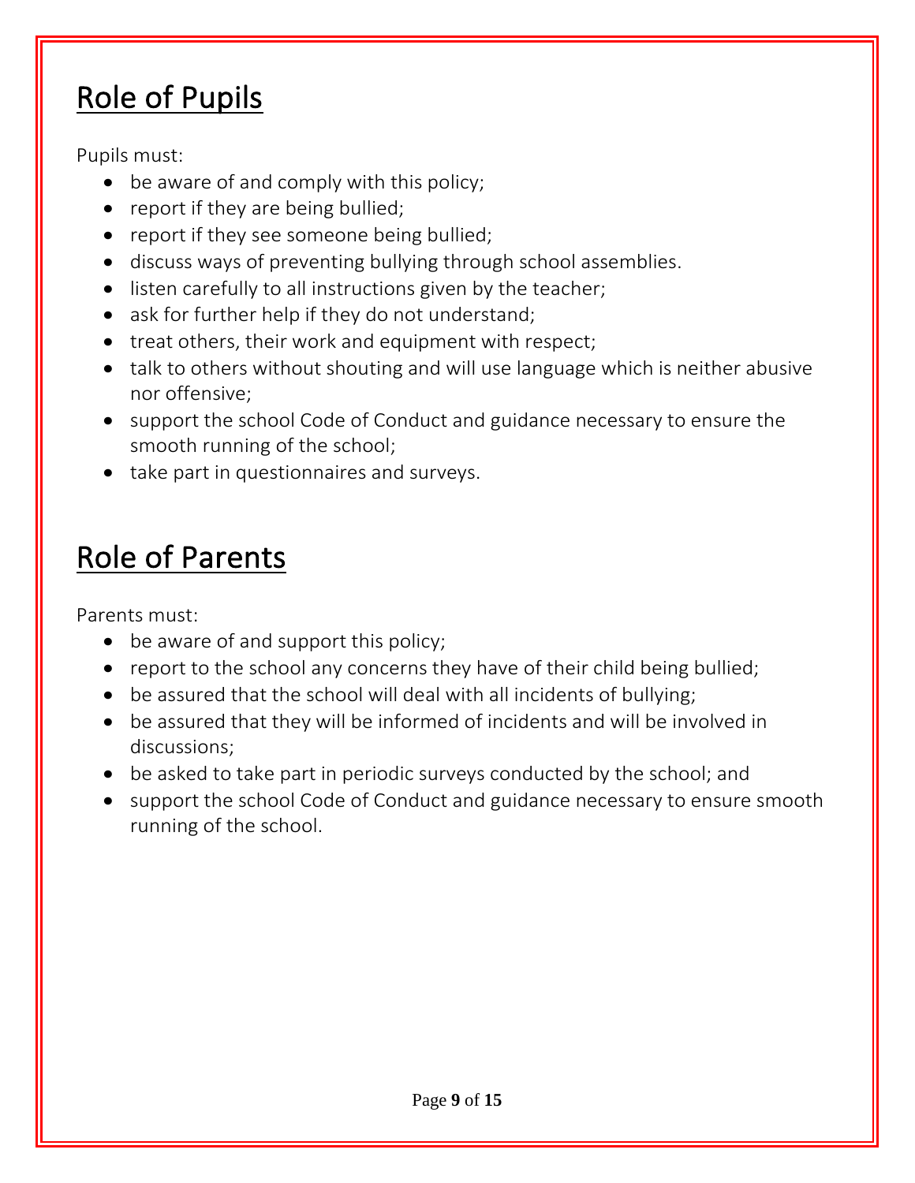## Role of Pupils

Pupils must:

- be aware of and comply with this policy;
- report if they are being bullied;
- report if they see someone being bullied;
- discuss ways of preventing bullying through school assemblies.
- listen carefully to all instructions given by the teacher;
- ask for further help if they do not understand;
- treat others, their work and equipment with respect;
- talk to others without shouting and will use language which is neither abusive nor offensive;
- support the school Code of Conduct and guidance necessary to ensure the smooth running of the school;
- take part in questionnaires and surveys.

## Role of Parents

Parents must:

- be aware of and support this policy;
- report to the school any concerns they have of their child being bullied;
- be assured that the school will deal with all incidents of bullying;
- be assured that they will be informed of incidents and will be involved in discussions;
- be asked to take part in periodic surveys conducted by the school; and
- support the school Code of Conduct and guidance necessary to ensure smooth running of the school.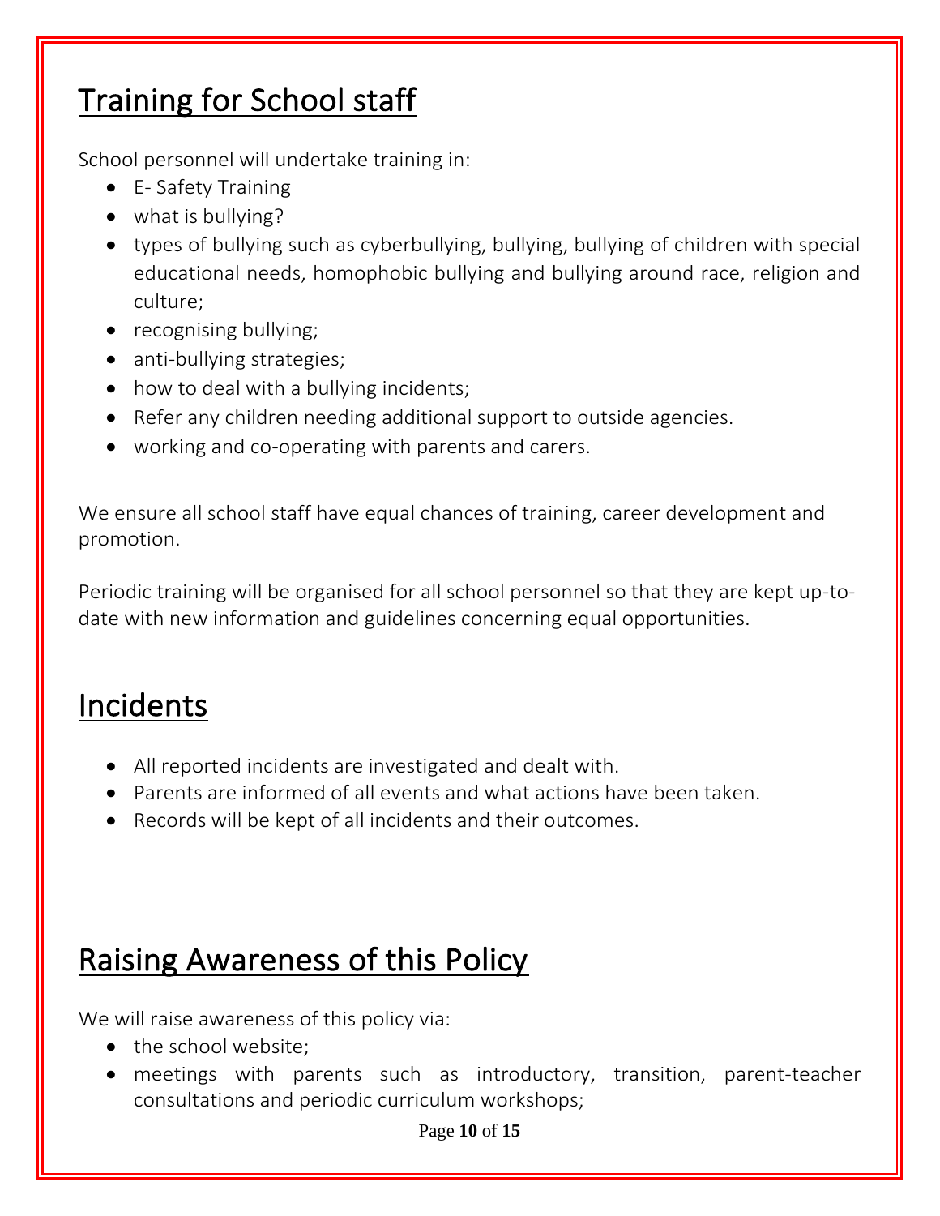## Training for School staff

School personnel will undertake training in:

- E- Safety Training
- what is bullying?
- types of bullying such as cyberbullying, bullying, bullying of children with special educational needs, homophobic bullying and bullying around race, religion and culture;
- recognising bullying;
- anti-bullying strategies;
- how to deal with a bullying incidents;
- Refer any children needing additional support to outside agencies.
- working and co-operating with parents and carers.

We ensure all school staff have equal chances of training, career development and promotion.

Periodic training will be organised for all school personnel so that they are kept up-to-date with new information and guidelines concerning equal opportunities.

## Incidents

- All reported incidents are investigated and dealt with.
- Parents are informed of all events and what actions have been taken.
- Records will be kept of all incidents and their outcomes.

## Raising Awareness of this Policy

We will raise awareness of this policy via:

- the school website;
- meetings with parents such as introductory, transition, parent-teacher consultations and periodic curriculum workshops;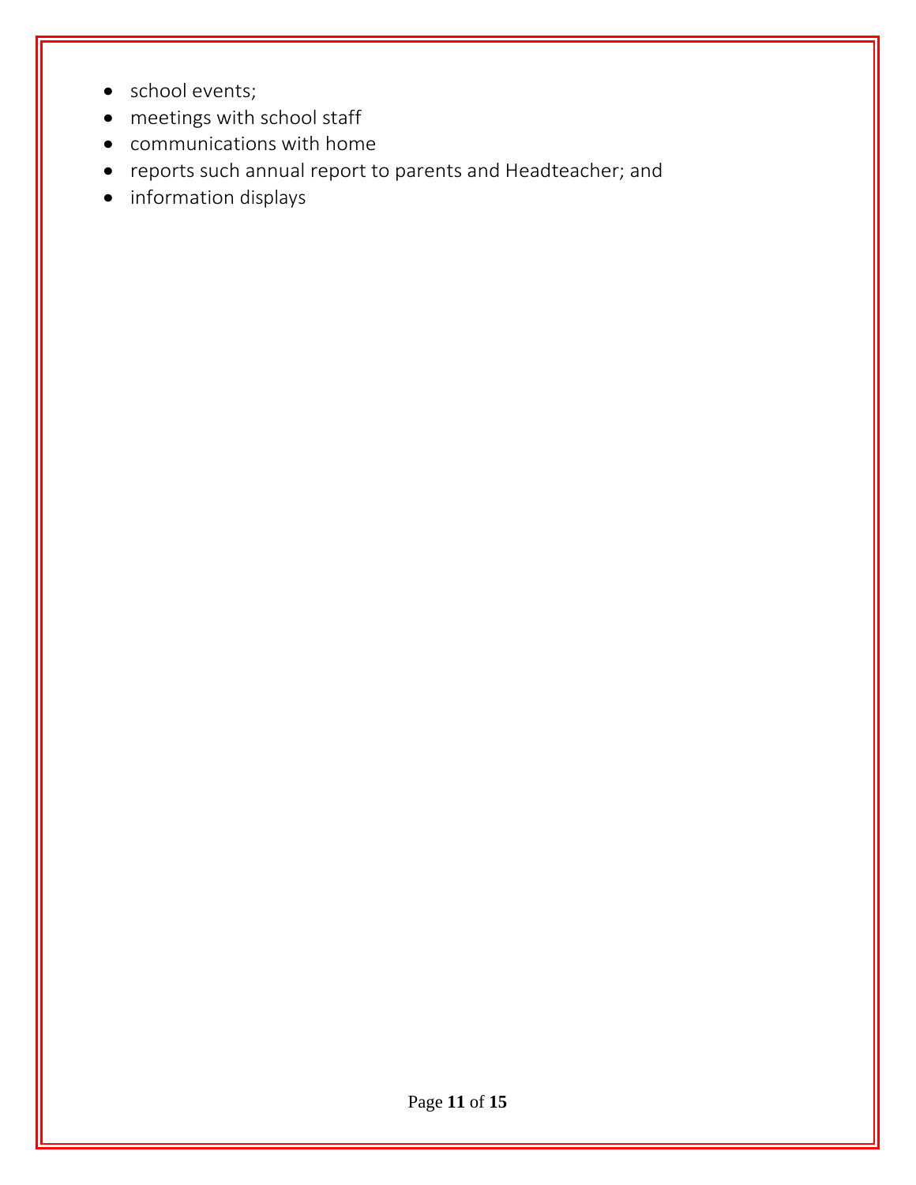- school events;
- meetings with school staff
- communications with home
- reports such annual report to parents and Headteacher; and
- information displays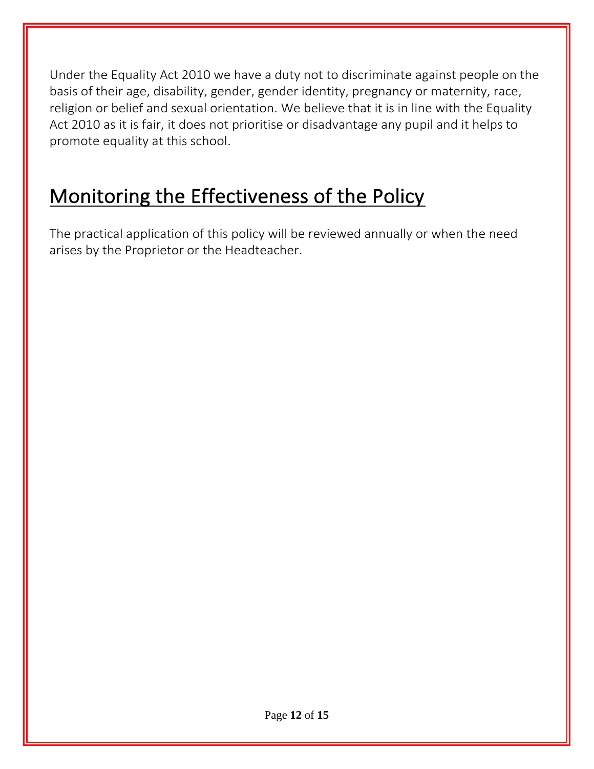Under the Equality Act 2010 we have a duty not to discriminate against people on the basis of their age, disability, gender, gender identity, pregnancy or maternity, race, religion or belief and sexual orientation. We believe that it is in line with the Equality Act 2010 as it is fair, it does not prioritise or disadvantage any pupil and it helps to promote equality at this school.

## Monitoring the Effectiveness of the Policy

The practical application of this policy will be reviewed annually or when the need arises by the Proprietor or the Headteacher.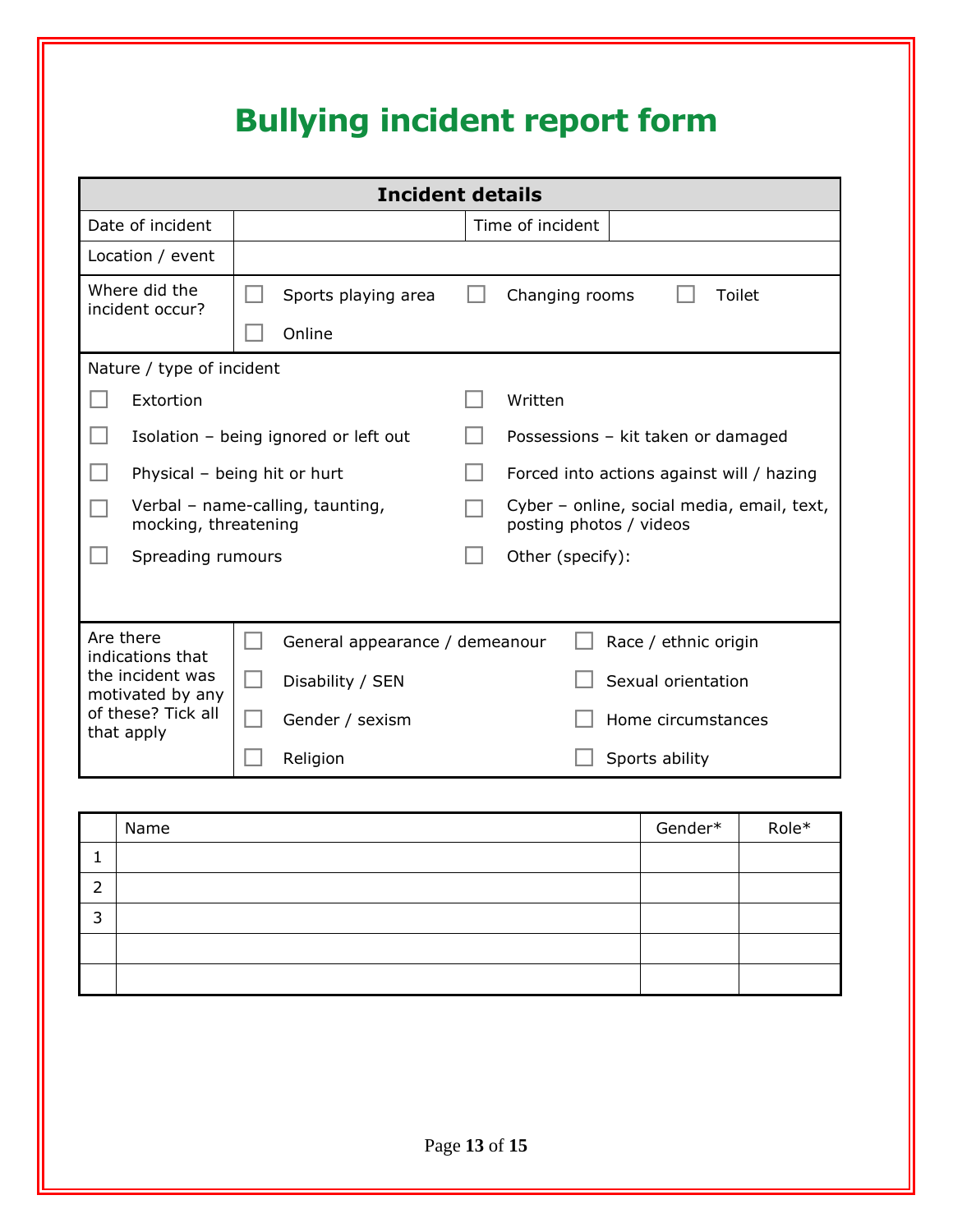# Bullying incident report form

| Incident details | | | |
|---|---|---|---|
| Date of incident | | Time of incident | |
| Location / event | | | |
| Where did the incident occur? | ☐ Sports playing area ☐ Changing rooms ☐ Toilet ☐ Online | | |

**Nature / type of incident**

- ☐ Extortion
- ☐ Isolation – being ignored or left out
- ☐ Physical – being hit or hurt
- ☐ Verbal – name-calling, taunting, mocking, threatening
- ☐ Spreading rumours
- ☐ Written
- ☐ Possessions – kit taken or damaged
- ☐ Forced into actions against will / hazing
- ☐ Cyber – online, social media, email, text, posting photos / videos
- ☐ Other (specify):

| Are there indications that the incident was motivated by any of these? Tick all that apply | | |
|---|---|---|
| | ☐ General appearance / demeanour | ☐ Race / ethnic origin |
| | ☐ Disability / SEN | ☐ Sexual orientation |
| | ☐ Gender / sexism | ☐ Home circumstances |
| | ☐ Religion | ☐ Sports ability |

| | Name | Gender* | Role* |
|---|---|---|---|
| 1 | | | |
| 2 | | | |
| 3 | | | |
| | | | |
| | | | |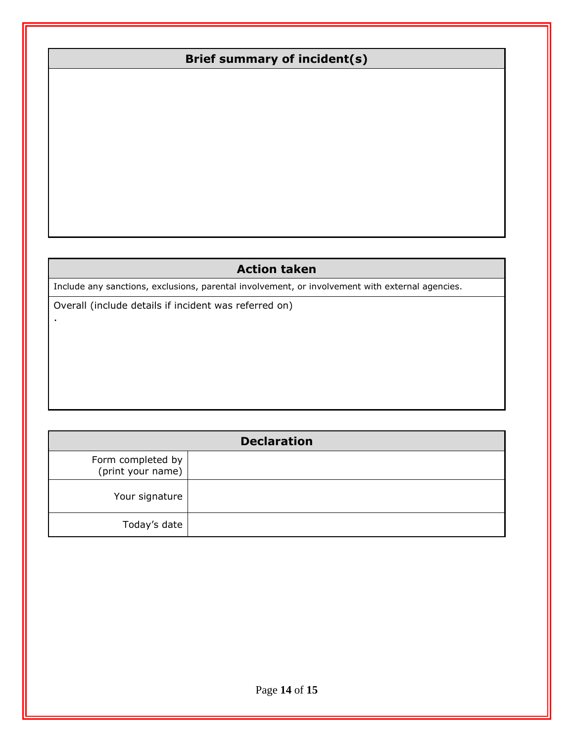| Brief summary of incident(s) |
| --- |
| |

| Action taken |
| --- |
| Include any sanctions, exclusions, parental involvement, or involvement with external agencies. |
| Overall (include details if incident was referred on)<br>. |

| Declaration | |
| --- | --- |
| Form completed by (print your name) | |
| Your signature | |
| Today's date | |